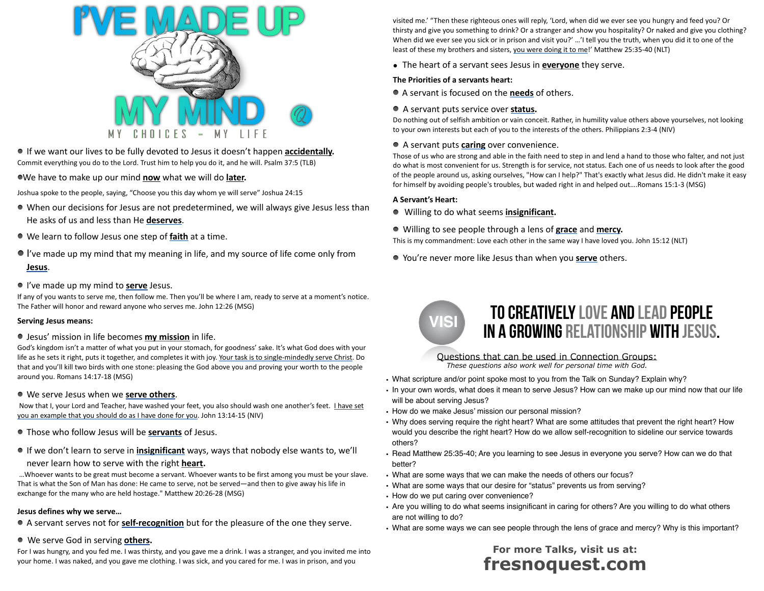# I'VE MADE UP MY MIND

MY CHOICES - MY LIFE

- If we want our lives to be fully devoted to Jesus it doesn't happen **accidentally.**

Commit everything you do to the Lord. Trust him to help you do it, and he will. Psalm 37:5 (TLB)

- We have to make up our mind **now** what we will do **later.**

Joshua spoke to the people, saying, "Choose you this day whom ye will serve" Joshua 24:15

- When our decisions for Jesus are not predetermined, we will always give Jesus less than He asks of us and less than He **deserves**.
- We learn to follow Jesus one step of **faith** at a time.
- I've made up my mind that my meaning in life, and my source of life come only from **Jesus**.
- I've made up my mind to **serve** Jesus.

If any of you wants to serve me, then follow me. Then you'll be where I am, ready to serve at a moment's notice. The Father will honor and reward anyone who serves me. John 12:26 (MSG)

**Serving Jesus means:**

- Jesus' mission in life becomes **my mission** in life.

God's kingdom isn't a matter of what you put in your stomach, for goodness' sake. It's what God does with your life as he sets it right, puts it together, and completes it with joy. Your task is to single-mindedly serve Christ. Do that and you'll kill two birds with one stone: pleasing the God above you and proving your worth to the people around you. Romans 14:17-18 (MSG)

- We serve Jesus when we **serve others**.

Now that I, your Lord and Teacher, have washed your feet, you also should wash one another's feet. I have set you an example that you should do as I have done for you. John 13:14-15 (NIV)

- Those who follow Jesus will be **servants** of Jesus.
- If we don't learn to serve in **insignificant** ways, ways that nobody else wants to, we'll never learn how to serve with the right **heart.**

…Whoever wants to be great must become a servant. Whoever wants to be first among you must be your slave. That is what the Son of Man has done: He came to serve, not be served—and then to give away his life in exchange for the many who are held hostage." Matthew 20:26-28 (MSG)

**Jesus defines why we serve…**

- A servant serves not for **self-recognition** but for the pleasure of the one they serve.
- We serve God in serving **others.**

For I was hungry, and you fed me. I was thirsty, and you gave me a drink. I was a stranger, and you invited me into your home. I was naked, and you gave me clothing. I was sick, and you cared for me. I was in prison, and you visited me.' "Then these righteous ones will reply, 'Lord, when did we ever see you hungry and feed you? Or thirsty and give you something to drink? Or a stranger and show you hospitality? Or naked and give you clothing? When did we ever see you sick or in prison and visit you?' …'I tell you the truth, when you did it to one of the least of these my brothers and sisters, you were doing it to me!' Matthew 25:35-40 (NLT)

- The heart of a servant sees Jesus in **everyone** they serve.

**The Priorities of a servants heart:**

- A servant is focused on the **needs** of others.
- A servant puts service over **status.**

Do nothing out of selfish ambition or vain conceit. Rather, in humility value others above yourselves, not looking to your own interests but each of you to the interests of the others. Philippians 2:3-4 (NIV)

- A servant puts **caring** over convenience.

Those of us who are strong and able in the faith need to step in and lend a hand to those who falter, and not just do what is most convenient for us. Strength is for service, not status. Each one of us needs to look after the good of the people around us, asking ourselves, "How can I help?" That's exactly what Jesus did. He didn't make it easy for himself by avoiding people's troubles, but waded right in and helped out….Romans 15:1-3 (MSG)

**A Servant's Heart:**

- Willing to do what seems **insignificant.**
- Willing to see people through a lens of **grace** and **mercy.**

This is my commandment: Love each other in the same way I have loved you. John 15:12 (NLT)

- You're never more like Jesus than when you **serve** others.

## VISION: TO CREATIVELY LOVE AND LEAD PEOPLE IN A GROWING RELATIONSHIP WITH JESUS.

Questions that can be used in Connection Groups:

*These questions also work well for personal time with God.*

- What scripture and/or point spoke most to you from the Talk on Sunday? Explain why?
- In your own words, what does it mean to serve Jesus? How can we make up our mind now that our life will be about serving Jesus?
- How do we make Jesus' mission our personal mission?
- Why does serving require the right heart? What are some attitudes that prevent the right heart? How would you describe the right heart? How do we allow self-recognition to sideline our service towards others?
- Read Matthew 25:35-40; Are you learning to see Jesus in everyone you serve? How can we do that better?
- What are some ways that we can make the needs of others our focus?
- What are some ways that our desire for "status" prevents us from serving?
- How do we put caring over convenience?
- Are you willing to do what seems insignificant in caring for others? Are you willing to do what others are not willing to do?
- What are some ways we can see people through the lens of grace and mercy? Why is this important?

**For more Talks, visit us at:**
**fresnoquest.com**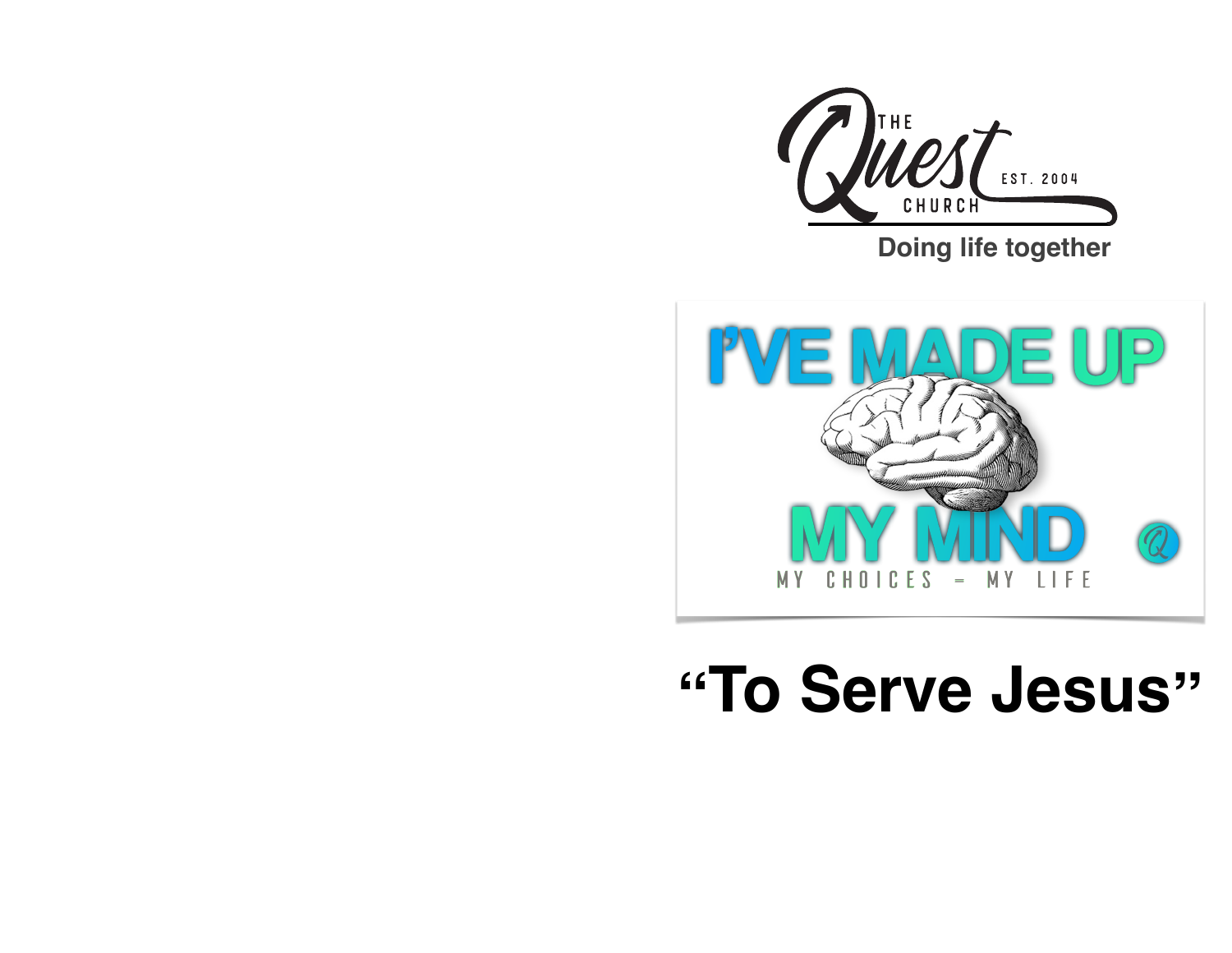THE Quest CHURCH EST. 2004

Doing life together

I'VE MADE UP MY MIND

MY CHOICES = MY LIFE

# "To Serve Jesus"